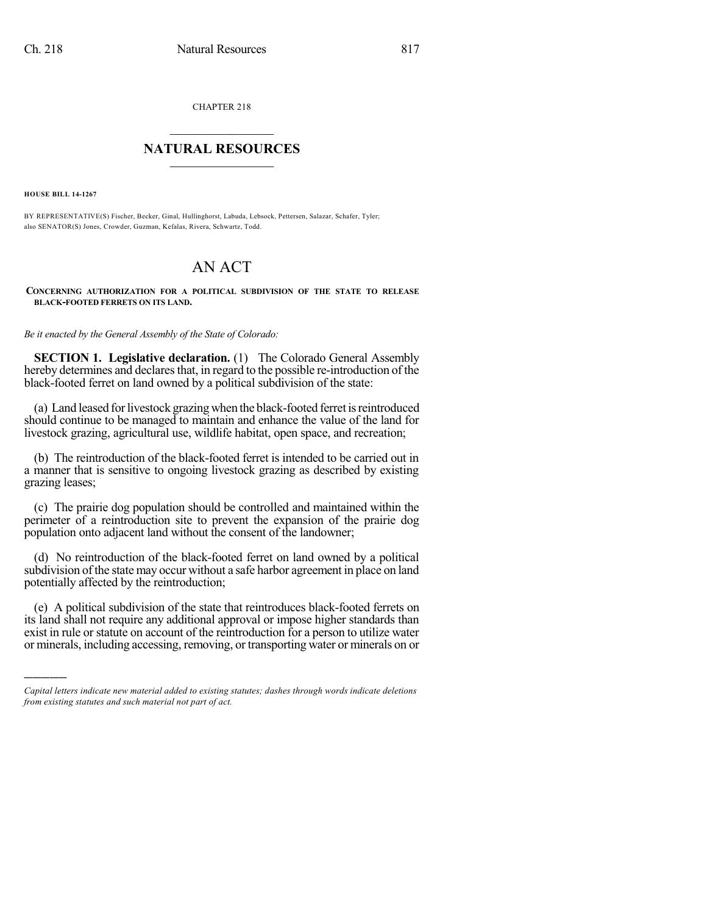CHAPTER 218

## NATURAL RESOURCES

**HOUSE BILL 14-1267**

BY REPRESENTATIVE(S) Fischer, Becker, Ginal, Hullinghorst, Labuda, Lebsock, Pettersen, Salazar, Schafer, Tyler; also SENATOR(S) Jones, Crowder, Guzman, Kefalas, Rivera, Schwartz, Todd.

# AN ACT

**CONCERNING AUTHORIZATION FOR A POLITICAL SUBDIVISION OF THE STATE TO RELEASE BLACK-FOOTED FERRETS ON ITS LAND.**

*Be it enacted by the General Assembly of the State of Colorado:*

**SECTION 1. Legislative declaration.** (1) The Colorado General Assembly hereby determines and declares that, in regard to the possible re-introduction of the black-footed ferret on land owned by a political subdivision of the state:

(a) Land leased for livestock grazing when the black-footed ferret is reintroduced should continue to be managed to maintain and enhance the value of the land for livestock grazing, agricultural use, wildlife habitat, open space, and recreation;

(b) The reintroduction of the black-footed ferret is intended to be carried out in a manner that is sensitive to ongoing livestock grazing as described by existing grazing leases;

(c) The prairie dog population should be controlled and maintained within the perimeter of a reintroduction site to prevent the expansion of the prairie dog population onto adjacent land without the consent of the landowner;

(d) No reintroduction of the black-footed ferret on land owned by a political subdivision of the state may occur without a safe harbor agreement in place on land potentially affected by the reintroduction;

(e) A political subdivision of the state that reintroduces black-footed ferrets on its land shall not require any additional approval or impose higher standards than exist in rule or statute on account of the reintroduction for a person to utilize water or minerals, including accessing, removing, or transporting water or minerals on or

*Capital letters indicate new material added to existing statutes; dashes through words indicate deletions from existing statutes and such material not part of act.*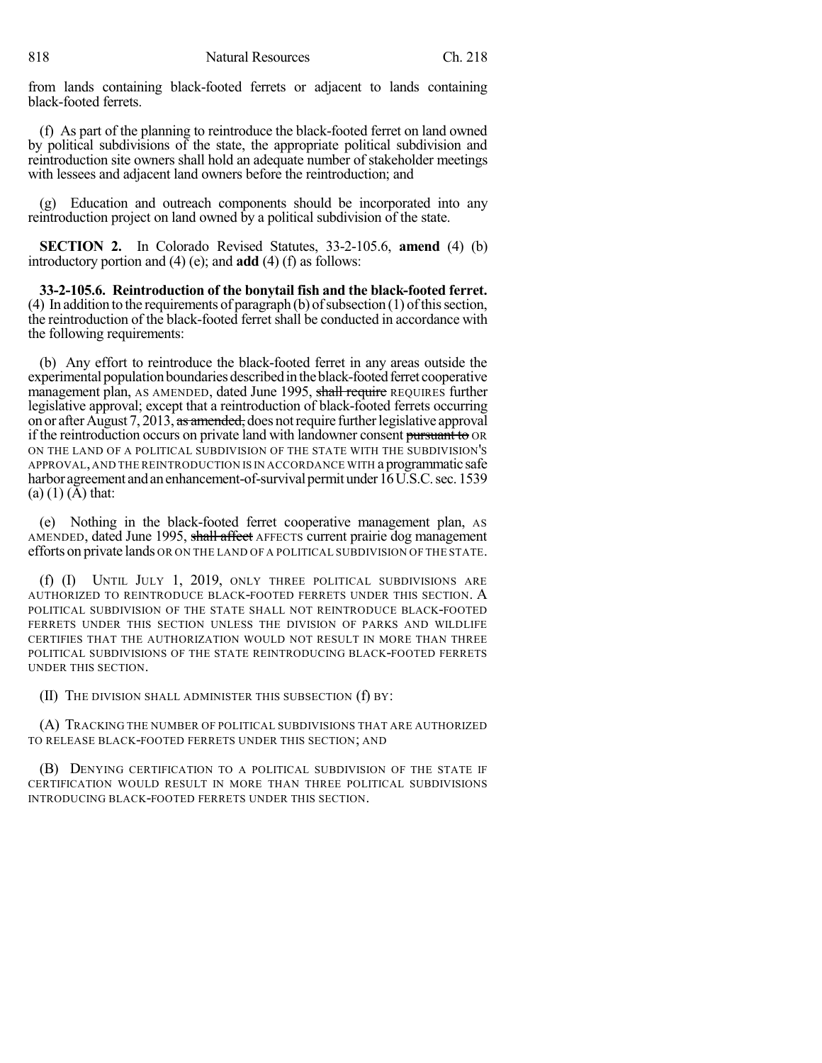from lands containing black-footed ferrets or adjacent to lands containing black-footed ferrets.

(f) As part of the planning to reintroduce the black-footed ferret on land owned by political subdivisions of the state, the appropriate political subdivision and reintroduction site owners shall hold an adequate number of stakeholder meetings with lessees and adjacent land owners before the reintroduction; and

(g) Education and outreach components should be incorporated into any reintroduction project on land owned by a political subdivision of the state.

**SECTION 2.** In Colorado Revised Statutes, 33-2-105.6, **amend** (4) (b) introductory portion and (4) (e); and **add** (4) (f) as follows:

**33-2-105.6. Reintroduction of the bonytail fish and the black-footed ferret.** (4) In addition to the requirements of paragraph (b) of subsection (1) of this section, the reintroduction of the black-footed ferret shall be conducted in accordance with the following requirements:

(b) Any effort to reintroduce the black-footed ferret in any areas outside the experimental population boundaries described in the black-footed ferret cooperative management plan, AS AMENDED, dated June 1995, ~~shall require~~ REQUIRES further legislative approval; except that a reintroduction of black-footed ferrets occurring on or after August 7, 2013, ~~as amended,~~ does not require further legislative approval if the reintroduction occurs on private land with landowner consent ~~pursuant to~~ OR ON THE LAND OF A POLITICAL SUBDIVISION OF THE STATE WITH THE SUBDIVISION'S APPROVAL, AND THE REINTRODUCTION IS IN ACCORDANCE WITH a programmatic safe harbor agreement and an enhancement-of-survival permit under 16 U.S.C. sec. 1539 (a) (1) (A) that:

(e) Nothing in the black-footed ferret cooperative management plan, AS AMENDED, dated June 1995, ~~shall affect~~ AFFECTS current prairie dog management efforts on private lands OR ON THE LAND OF A POLITICAL SUBDIVISION OF THE STATE.

(f) (I) UNTIL JULY 1, 2019, ONLY THREE POLITICAL SUBDIVISIONS ARE AUTHORIZED TO REINTRODUCE BLACK-FOOTED FERRETS UNDER THIS SECTION. A POLITICAL SUBDIVISION OF THE STATE SHALL NOT REINTRODUCE BLACK-FOOTED FERRETS UNDER THIS SECTION UNLESS THE DIVISION OF PARKS AND WILDLIFE CERTIFIES THAT THE AUTHORIZATION WOULD NOT RESULT IN MORE THAN THREE POLITICAL SUBDIVISIONS OF THE STATE REINTRODUCING BLACK-FOOTED FERRETS UNDER THIS SECTION.

(II) THE DIVISION SHALL ADMINISTER THIS SUBSECTION (f) BY:

(A) TRACKING THE NUMBER OF POLITICAL SUBDIVISIONS THAT ARE AUTHORIZED TO RELEASE BLACK-FOOTED FERRETS UNDER THIS SECTION; AND

(B) DENYING CERTIFICATION TO A POLITICAL SUBDIVISION OF THE STATE IF CERTIFICATION WOULD RESULT IN MORE THAN THREE POLITICAL SUBDIVISIONS INTRODUCING BLACK-FOOTED FERRETS UNDER THIS SECTION.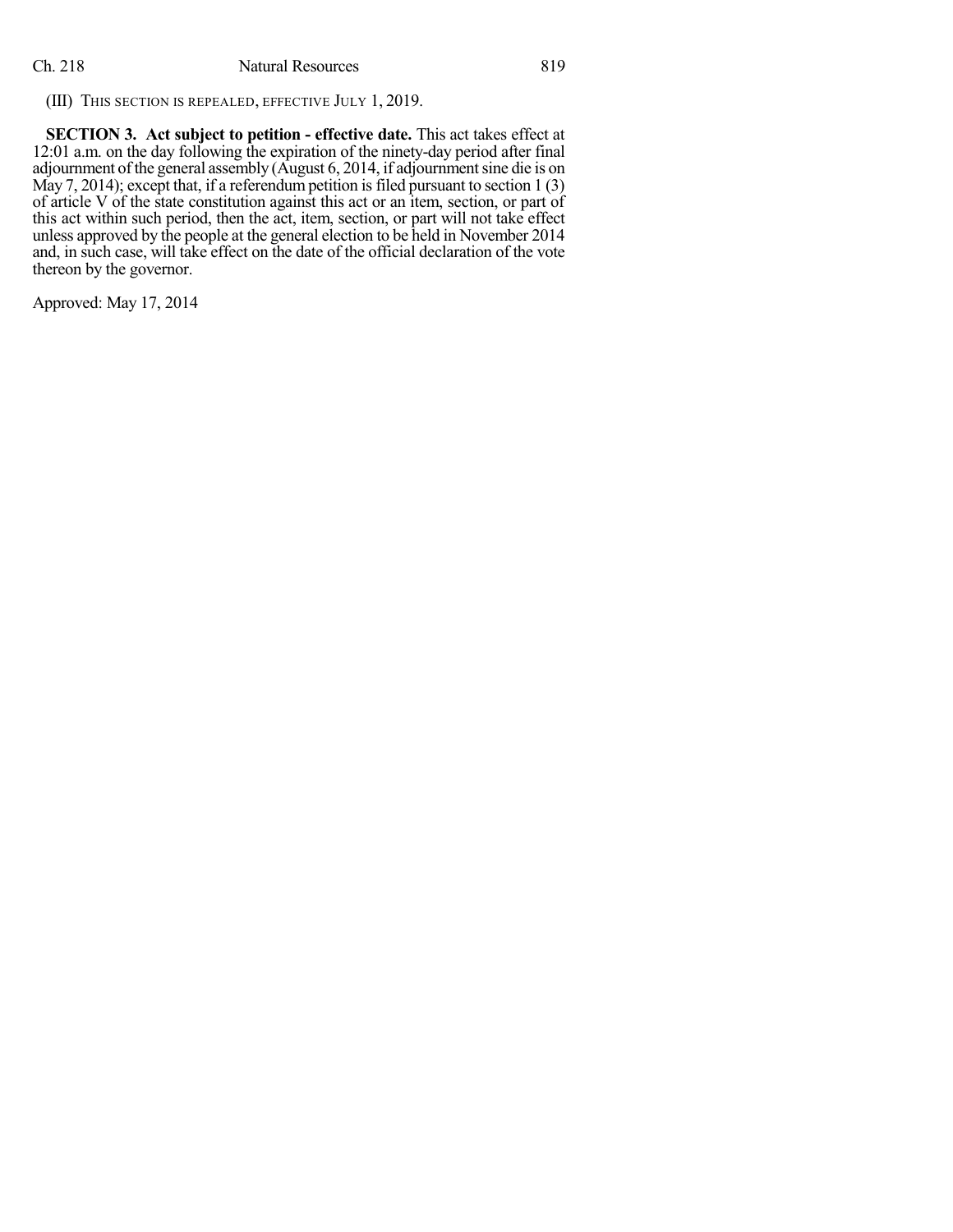(III) THIS SECTION IS REPEALED, EFFECTIVE JULY 1, 2019.

**SECTION 3. Act subject to petition - effective date.** This act takes effect at 12:01 a.m. on the day following the expiration of the ninety-day period after final adjournment of the general assembly (August 6, 2014, if adjournment sine die is on May 7, 2014); except that, if a referendum petition is filed pursuant to section 1 (3) of article V of the state constitution against this act or an item, section, or part of this act within such period, then the act, item, section, or part will not take effect unless approved by the people at the general election to be held in November 2014 and, in such case, will take effect on the date of the official declaration of the vote thereon by the governor.

Approved: May 17, 2014